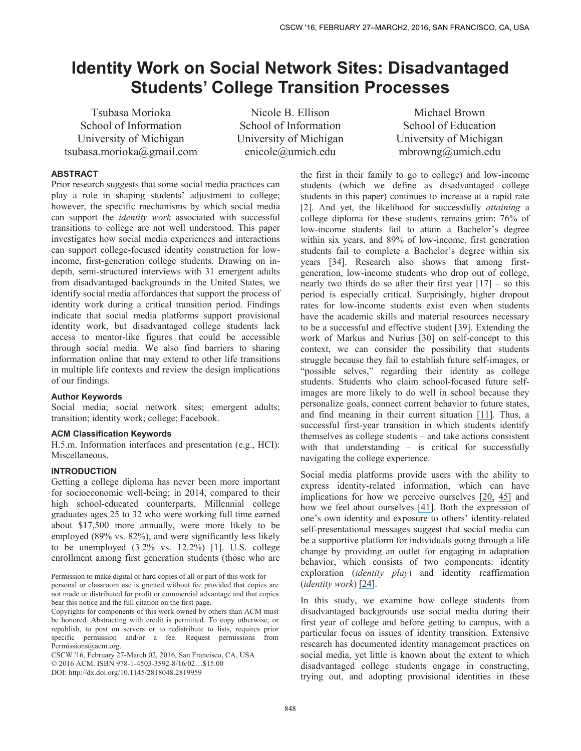# Identity Work on Social Network Sites: Disadvantaged Students' College Transition Processes

Tsubasa Morioka
School of Information
University of Michigan
tsubasa.morioka@gmail.com

Nicole B. Ellison
School of Information
University of Michigan
enicole@umich.edu

Michael Brown
School of Education
University of Michigan
mbrowng@umich.edu

## ABSTRACT

Prior research suggests that some social media practices can play a role in shaping students' adjustment to college; however, the specific mechanisms by which social media can support the *identity work* associated with successful transitions to college are not well understood. This paper investigates how social media experiences and interactions can support college-focused identity construction for low-income, first-generation college students. Drawing on in-depth, semi-structured interviews with 31 emergent adults from disadvantaged backgrounds in the United States, we identify social media affordances that support the process of identity work during a critical transition period. Findings indicate that social media platforms support provisional identity work, but disadvantaged college students lack access to mentor-like figures that could be accessible through social media. We also find barriers to sharing information online that may extend to other life transitions in multiple life contexts and review the design implications of our findings.

### Author Keywords

Social media; social network sites; emergent adults; transition; identity work; college; Facebook.

### ACM Classification Keywords

H.5.m. Information interfaces and presentation (e.g., HCI): Miscellaneous.

## INTRODUCTION

Getting a college diploma has never been more important for socioeconomic well-being; in 2014, compared to their high school-educated counterparts, Millennial college graduates ages 25 to 32 who were working full time earned about $17,500 more annually, were more likely to be employed (89% vs. 82%), and were significantly less likely to be unemployed (3.2% vs. 12.2%) [1]. U.S. college enrollment among first generation students (those who are the first in their family to go to college) and low-income students (which we define as disadvantaged college students in this paper) continues to increase at a rapid rate [2]. And yet, the likelihood for successfully *attaining* a college diploma for these students remains grim: 76% of low-income students fail to attain a Bachelor's degree within six years, and 89% of low-income, first generation students fail to complete a Bachelor's degree within six years [34]. Research also shows that among first-generation, low-income students who drop out of college, nearly two thirds do so after their first year [17] – so this period is especially critical. Surprisingly, higher dropout rates for low-income students exist even when students have the academic skills and material resources necessary to be a successful and effective student [39]. Extending the work of Markus and Nurius [30] on self-concept to this context, we can consider the possibility that students struggle because they fail to establish future self-images, or "possible selves," regarding their identity as college students. Students who claim school-focused future self-images are more likely to do well in school because they personalize goals, connect current behavior to future states, and find meaning in their current situation [11]. Thus, a successful first-year transition in which students identify themselves as college students – and take actions consistent with that understanding – is critical for successfully navigating the college experience.

Social media platforms provide users with the ability to express identity-related information, which can have implications for how we perceive ourselves [20, 45] and how we feel about ourselves [41]. Both the expression of one's own identity and exposure to others' identity-related self-presentational messages suggest that social media can be a supportive platform for individuals going through a life change by providing an outlet for engaging in adaptation behavior, which consists of two components: identity exploration (*identity play*) and identity reaffirmation (*identity work*) [24].

In this study, we examine how college students from disadvantaged backgrounds use social media during their first year of college and before getting to campus, with a particular focus on issues of identity transition. Extensive research has documented identity management practices on social media, yet little is known about the extent to which disadvantaged college students engage in constructing, trying out, and adopting provisional identities in these

Permission to make digital or hard copies of all or part of this work for personal or classroom use is granted without fee provided that copies are not made or distributed for profit or commercial advantage and that copies bear this notice and the full citation on the first page.
Copyrights for components of this work owned by others than ACM must be honored. Abstracting with credit is permitted. To copy otherwise, or republish, to post on servers or to redistribute to lists, requires prior specific permission and/or a fee. Request permissions from Permissions@acm.org.
CSCW '16, February 27-March 02, 2016, San Francisco, CA, USA
© 2016 ACM. ISBN 978-1-4503-3592-8/16/02…$15.00
DOI: http://dx.doi.org/10.1145/2818048.2819959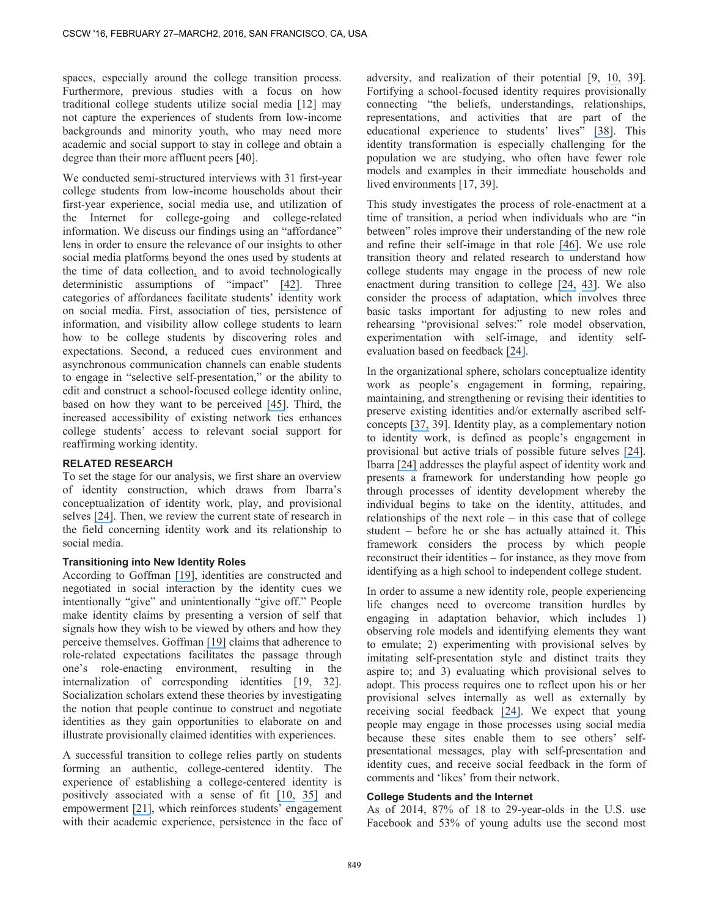spaces, especially around the college transition process. Furthermore, previous studies with a focus on how traditional college students utilize social media [12] may not capture the experiences of students from low-income backgrounds and minority youth, who may need more academic and social support to stay in college and obtain a degree than their more affluent peers [40].

We conducted semi-structured interviews with 31 first-year college students from low-income households about their first-year experience, social media use, and utilization of the Internet for college-going and college-related information. We discuss our findings using an "affordance" lens in order to ensure the relevance of our insights to other social media platforms beyond the ones used by students at the time of data collection, and to avoid technologically deterministic assumptions of "impact" [42]. Three categories of affordances facilitate students' identity work on social media. First, association of ties, persistence of information, and visibility allow college students to learn how to be college students by discovering roles and expectations. Second, a reduced cues environment and asynchronous communication channels can enable students to engage in "selective self-presentation," or the ability to edit and construct a school-focused college identity online, based on how they want to be perceived [45]. Third, the increased accessibility of existing network ties enhances college students' access to relevant social support for reaffirming working identity.

## RELATED RESEARCH

To set the stage for our analysis, we first share an overview of identity construction, which draws from Ibarra's conceptualization of identity work, play, and provisional selves [24]. Then, we review the current state of research in the field concerning identity work and its relationship to social media.

### Transitioning into New Identity Roles

According to Goffman [19], identities are constructed and negotiated in social interaction by the identity cues we intentionally "give" and unintentionally "give off." People make identity claims by presenting a version of self that signals how they wish to be viewed by others and how they perceive themselves. Goffman [19] claims that adherence to role-related expectations facilitates the passage through one's role-enacting environment, resulting in the internalization of corresponding identities [19, 32]. Socialization scholars extend these theories by investigating the notion that people continue to construct and negotiate identities as they gain opportunities to elaborate on and illustrate provisionally claimed identities with experiences.

A successful transition to college relies partly on students forming an authentic, college-centered identity. The experience of establishing a college-centered identity is positively associated with a sense of fit [10, 35] and empowerment [21], which reinforces students' engagement with their academic experience, persistence in the face of adversity, and realization of their potential [9, 10, 39]. Fortifying a school-focused identity requires provisionally connecting "the beliefs, understandings, relationships, representations, and activities that are part of the educational experience to students' lives" [38]. This identity transformation is especially challenging for the population we are studying, who often have fewer role models and examples in their immediate households and lived environments [17, 39].

This study investigates the process of role-enactment at a time of transition, a period when individuals who are "in between" roles improve their understanding of the new role and refine their self-image in that role [46]. We use role transition theory and related research to understand how college students may engage in the process of new role enactment during transition to college [24, 43]. We also consider the process of adaptation, which involves three basic tasks important for adjusting to new roles and rehearsing "provisional selves:" role model observation, experimentation with self-image, and identity self-evaluation based on feedback [24].

In the organizational sphere, scholars conceptualize identity work as people's engagement in forming, repairing, maintaining, and strengthening or revising their identities to preserve existing identities and/or externally ascribed self-concepts [37, 39]. Identity play, as a complementary notion to identity work, is defined as people's engagement in provisional but active trials of possible future selves [24]. Ibarra [24] addresses the playful aspect of identity work and presents a framework for understanding how people go through processes of identity development whereby the individual begins to take on the identity, attitudes, and relationships of the next role – in this case that of college student – before he or she has actually attained it. This framework considers the process by which people reconstruct their identities – for instance, as they move from identifying as a high school to independent college student.

In order to assume a new identity role, people experiencing life changes need to overcome transition hurdles by engaging in adaptation behavior, which includes 1) observing role models and identifying elements they want to emulate; 2) experimenting with provisional selves by imitating self-presentation style and distinct traits they aspire to; and 3) evaluating which provisional selves to adopt. This process requires one to reflect upon his or her provisional selves internally as well as externally by receiving social feedback [24]. We expect that young people may engage in those processes using social media because these sites enable them to see others' self-presentational messages, play with self-presentation and identity cues, and receive social feedback in the form of comments and 'likes' from their network.

### College Students and the Internet

As of 2014, 87% of 18 to 29-year-olds in the U.S. use Facebook and 53% of young adults use the second most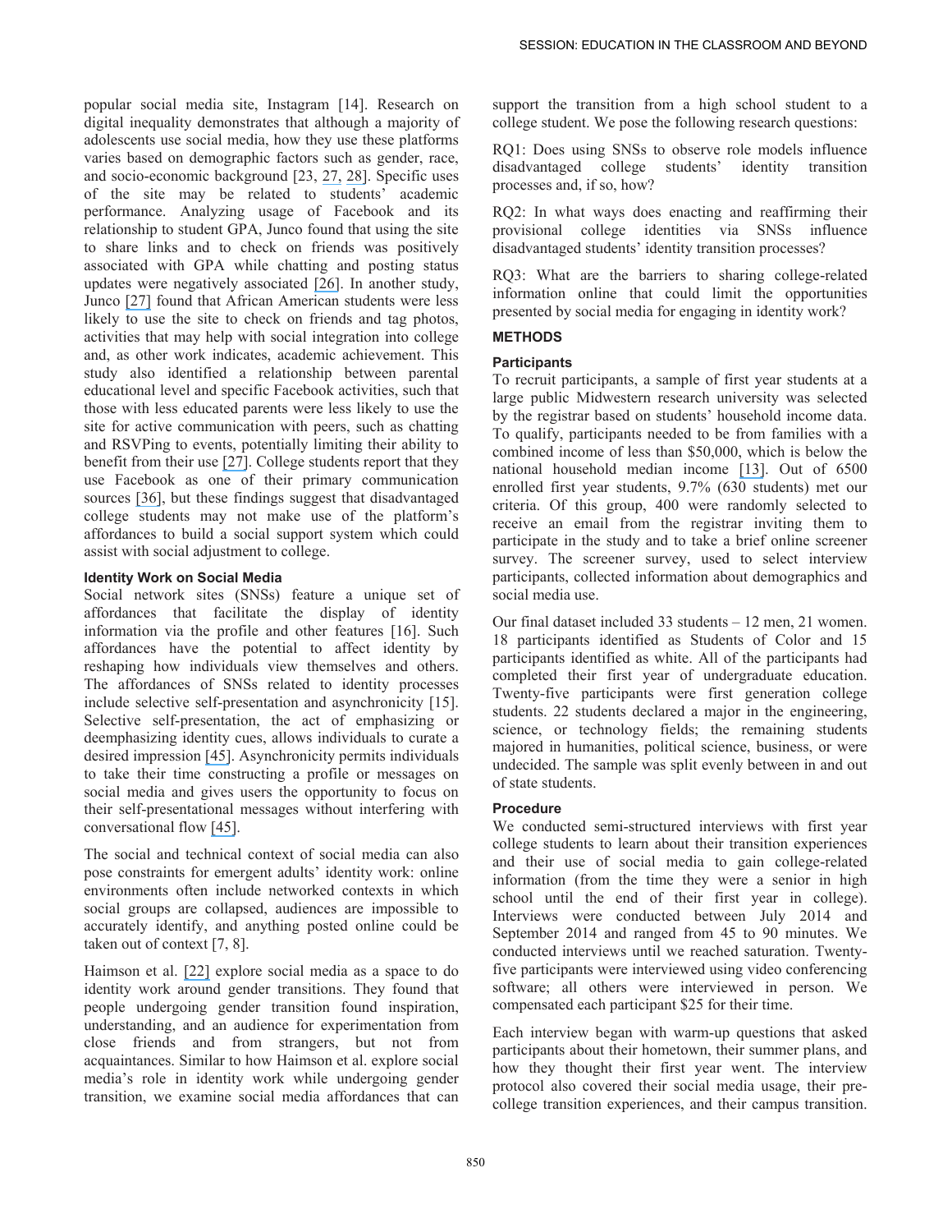popular social media site, Instagram [14]. Research on digital inequality demonstrates that although a majority of adolescents use social media, how they use these platforms varies based on demographic factors such as gender, race, and socio-economic background [23, 27, 28]. Specific uses of the site may be related to students' academic performance. Analyzing usage of Facebook and its relationship to student GPA, Junco found that using the site to share links and to check on friends was positively associated with GPA while chatting and posting status updates were negatively associated [26]. In another study, Junco [27] found that African American students were less likely to use the site to check on friends and tag photos, activities that may help with social integration into college and, as other work indicates, academic achievement. This study also identified a relationship between parental educational level and specific Facebook activities, such that those with less educated parents were less likely to use the site for active communication with peers, such as chatting and RSVPing to events, potentially limiting their ability to benefit from their use [27]. College students report that they use Facebook as one of their primary communication sources [36], but these findings suggest that disadvantaged college students may not make use of the platform's affordances to build a social support system which could assist with social adjustment to college.

### Identity Work on Social Media

Social network sites (SNSs) feature a unique set of affordances that facilitate the display of identity information via the profile and other features [16]. Such affordances have the potential to affect identity by reshaping how individuals view themselves and others. The affordances of SNSs related to identity processes include selective self-presentation and asynchronicity [15]. Selective self-presentation, the act of emphasizing or deemphasizing identity cues, allows individuals to curate a desired impression [45]. Asynchronicity permits individuals to take their time constructing a profile or messages on social media and gives users the opportunity to focus on their self-presentational messages without interfering with conversational flow [45].

The social and technical context of social media can also pose constraints for emergent adults' identity work: online environments often include networked contexts in which social groups are collapsed, audiences are impossible to accurately identify, and anything posted online could be taken out of context [7, 8].

Haimson et al. [22] explore social media as a space to do identity work around gender transitions. They found that people undergoing gender transition found inspiration, understanding, and an audience for experimentation from close friends and from strangers, but not from acquaintances. Similar to how Haimson et al. explore social media's role in identity work while undergoing gender transition, we examine social media affordances that can support the transition from a high school student to a college student. We pose the following research questions:

RQ1: Does using SNSs to observe role models influence disadvantaged college students' identity transition processes and, if so, how?

RQ2: In what ways does enacting and reaffirming their provisional college identities via SNSs influence disadvantaged students' identity transition processes?

RQ3: What are the barriers to sharing college-related information online that could limit the opportunities presented by social media for engaging in identity work?

## METHODS

### Participants

To recruit participants, a sample of first year students at a large public Midwestern research university was selected by the registrar based on students' household income data. To qualify, participants needed to be from families with a combined income of less than $50,000, which is below the national household median income [13]. Out of 6500 enrolled first year students, 9.7% (630 students) met our criteria. Of this group, 400 were randomly selected to receive an email from the registrar inviting them to participate in the study and to take a brief online screener survey. The screener survey, used to select interview participants, collected information about demographics and social media use.

Our final dataset included 33 students – 12 men, 21 women. 18 participants identified as Students of Color and 15 participants identified as white. All of the participants had completed their first year of undergraduate education. Twenty-five participants were first generation college students. 22 students declared a major in the engineering, science, or technology fields; the remaining students majored in humanities, political science, business, or were undecided. The sample was split evenly between in and out of state students.

### Procedure

We conducted semi-structured interviews with first year college students to learn about their transition experiences and their use of social media to gain college-related information (from the time they were a senior in high school until the end of their first year in college). Interviews were conducted between July 2014 and September 2014 and ranged from 45 to 90 minutes. We conducted interviews until we reached saturation. Twenty-five participants were interviewed using video conferencing software; all others were interviewed in person. We compensated each participant $25 for their time.

Each interview began with warm-up questions that asked participants about their hometown, their summer plans, and how they thought their first year went. The interview protocol also covered their social media usage, their pre-college transition experiences, and their campus transition.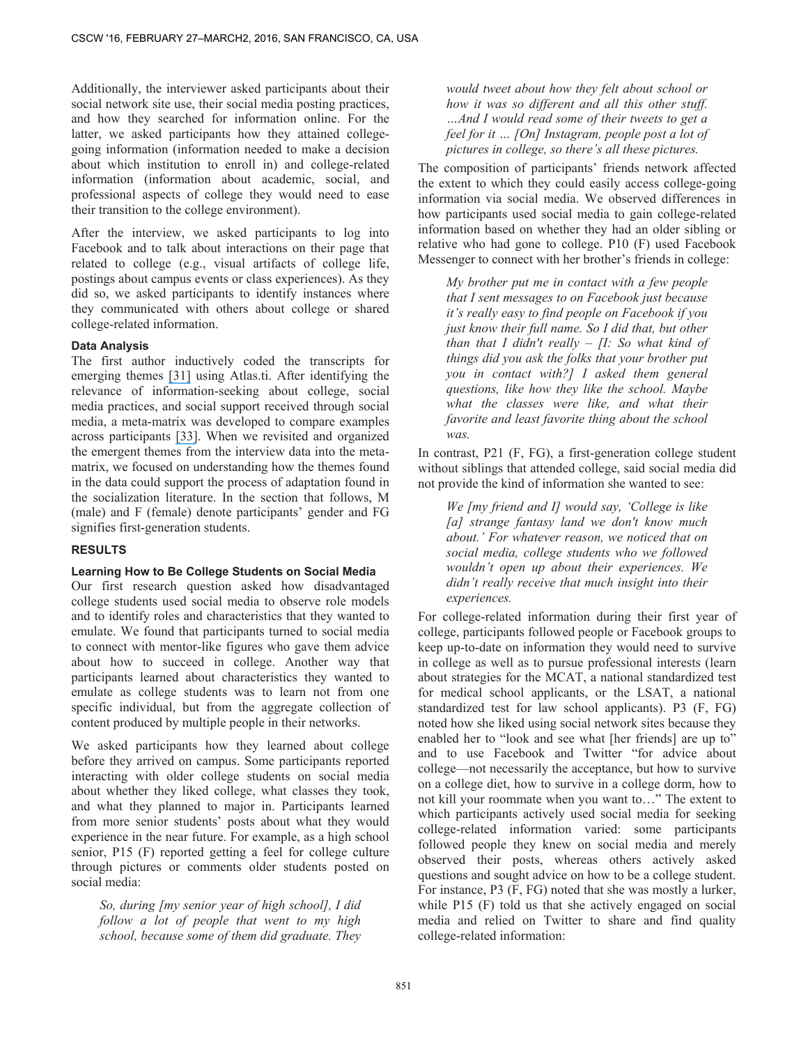Additionally, the interviewer asked participants about their social network site use, their social media posting practices, and how they searched for information online. For the latter, we asked participants how they attained college-going information (information needed to make a decision about which institution to enroll in) and college-related information (information about academic, social, and professional aspects of college they would need to ease their transition to the college environment).

After the interview, we asked participants to log into Facebook and to talk about interactions on their page that related to college (e.g., visual artifacts of college life, postings about campus events or class experiences). As they did so, we asked participants to identify instances where they communicated with others about college or shared college-related information.

### Data Analysis

The first author inductively coded the transcripts for emerging themes [31] using Atlas.ti. After identifying the relevance of information-seeking about college, social media practices, and social support received through social media, a meta-matrix was developed to compare examples across participants [33]. When we revisited and organized the emergent themes from the interview data into the meta-matrix, we focused on understanding how the themes found in the data could support the process of adaptation found in the socialization literature. In the section that follows, M (male) and F (female) denote participants' gender and FG signifies first-generation students.

## RESULTS

### Learning How to Be College Students on Social Media

Our first research question asked how disadvantaged college students used social media to observe role models and to identify roles and characteristics that they wanted to emulate. We found that participants turned to social media to connect with mentor-like figures who gave them advice about how to succeed in college. Another way that participants learned about characteristics they wanted to emulate as college students was to learn not from one specific individual, but from the aggregate collection of content produced by multiple people in their networks.

We asked participants how they learned about college before they arrived on campus. Some participants reported interacting with older college students on social media about whether they liked college, what classes they took, and what they planned to major in. Participants learned from more senior students' posts about what they would experience in the near future. For example, as a high school senior, P15 (F) reported getting a feel for college culture through pictures or comments older students posted on social media:

> *So, during [my senior year of high school], I did follow a lot of people that went to my high school, because some of them did graduate. They would tweet about how they felt about school or how it was so different and all this other stuff. …And I would read some of their tweets to get a feel for it … [On] Instagram, people post a lot of pictures in college, so there's all these pictures.*

The composition of participants' friends network affected the extent to which they could easily access college-going information via social media. We observed differences in how participants used social media to gain college-related information based on whether they had an older sibling or relative who had gone to college. P10 (F) used Facebook Messenger to connect with her brother's friends in college:

> *My brother put me in contact with a few people that I just sent messages to on Facebook just because it's really easy to find people on Facebook if you just know their full name. So I did that, but other than that I didn't really – [I: So what kind of things did you ask the folks that your brother put you in contact with?] I asked them general questions, like how they like the school. Maybe what the classes were like, and what their favorite and least favorite thing about the school was.*

In contrast, P21 (F, FG), a first-generation college student without siblings that attended college, said social media did not provide the kind of information she wanted to see:

> *We [my friend and I] would say, 'College is like [a] strange fantasy land we don't know much about.' For whatever reason, we noticed that on social media, college students who we followed wouldn't open up about their experiences. We didn't really receive that much insight into their experiences.*

For college-related information during their first year of college, participants followed people or Facebook groups to keep up-to-date on information they would need to survive in college as well as to pursue professional interests (learn about strategies for the MCAT, a national standardized test for medical school applicants, or the LSAT, a national standardized test for law school applicants). P3 (F, FG) noted how she liked using social network sites because they enabled her to "look and see what [her friends] are up to" and to use Facebook and Twitter "for advice about college—not necessarily the acceptance, but how to survive on a college diet, how to survive in a college dorm, how to not kill your roommate when you want to…" The extent to which participants actively used social media for seeking college-related information varied: some participants followed people they knew on social media and merely observed their posts, whereas others actively asked questions and sought advice on how to be a college student. For instance, P3 (F, FG) noted that she was mostly a lurker, while P15 (F) told us that she actively engaged on social media and relied on Twitter to share and find quality college-related information: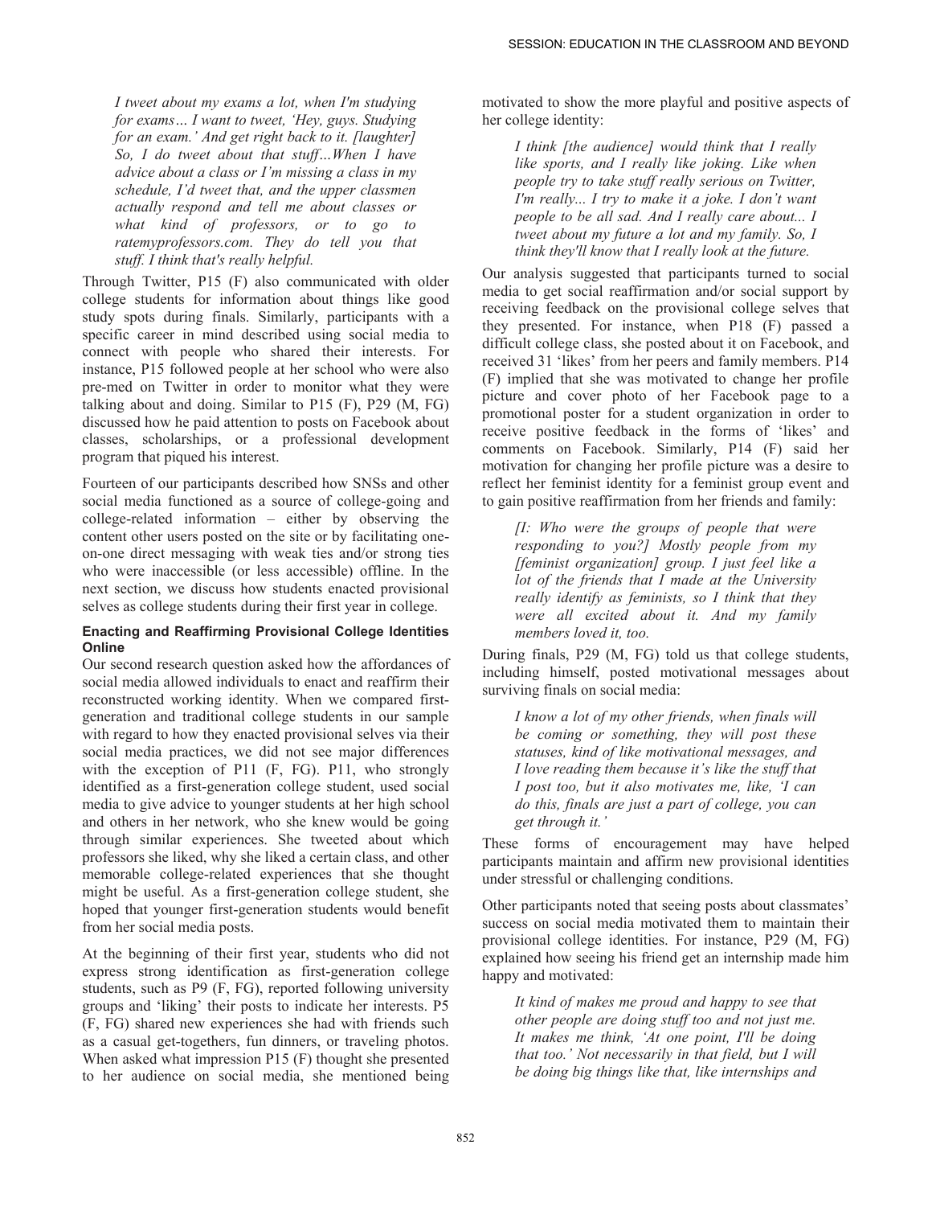> *I tweet about my exams a lot, when I'm studying for exams… I want to tweet, 'Hey, guys. Studying for an exam.' And get right back to it. [laughter] So, I do tweet about that stuff…When I have advice about a class or I'm missing a class in my schedule, I'd tweet that, and the upper classmen actually respond and tell me about classes or what kind of professors, or to go to ratemyprofessors.com. They do tell you that stuff. I think that's really helpful.*

Through Twitter, P15 (F) also communicated with older college students for information about things like good study spots during finals. Similarly, participants with a specific career in mind described using social media to connect with people who shared their interests. For instance, P15 followed people at her school who were also pre-med on Twitter in order to monitor what they were talking about and doing. Similar to P15 (F), P29 (M, FG) discussed how he paid attention to posts on Facebook about classes, scholarships, or a professional development program that piqued his interest.

Fourteen of our participants described how SNSs and other social media functioned as a source of college-going and college-related information – either by observing the content other users posted on the site or by facilitating one-on-one direct messaging with weak ties and/or strong ties who were inaccessible (or less accessible) offline. In the next section, we discuss how students enacted provisional selves as college students during their first year in college.

#### Enacting and Reaffirming Provisional College Identities Online

Our second research question asked how the affordances of social media allowed individuals to enact and reaffirm their reconstructed working identity. When we compared first-generation and traditional college students in our sample with regard to how they enacted provisional selves via their social media practices, we did not see major differences with the exception of P11 (F, FG). P11, who strongly identified as a first-generation college student, used social media to give advice to younger students at her high school and others in her network, who she knew would be going through similar experiences. She tweeted about which professors she liked, why she liked a certain class, and other memorable college-related experiences that she thought might be useful. As a first-generation college student, she hoped that younger first-generation students would benefit from her social media posts.

At the beginning of their first year, students who did not express strong identification as first-generation college students, such as P9 (F, FG), reported following university groups and 'liking' their posts to indicate her interests. P5 (F, FG) shared new experiences she had with friends such as a casual get-togethers, fun dinners, or traveling photos. When asked what impression P15 (F) thought she presented to her audience on social media, she mentioned being motivated to show the more playful and positive aspects of her college identity:

> *I think [the audience] would think that I really like sports, and I really like joking. Like when people try to take stuff really serious on Twitter, I'm really... I try to make it a joke. I don't want people to be all sad. And I really care about... I tweet about my future a lot and my family. So, I think they'll know that I really look at the future.*

Our analysis suggested that participants turned to social media to get social reaffirmation and/or social support by receiving feedback on the provisional college selves that they presented. For instance, when P18 (F) passed a difficult college class, she posted about it on Facebook, and received 31 'likes' from her peers and family members. P14 (F) implied that she was motivated to change her profile picture and cover photo of her Facebook page to a promotional poster for a student organization in order to receive positive feedback in the forms of 'likes' and comments on Facebook. Similarly, P14 (F) said her motivation for changing her profile picture was a desire to reflect her feminist identity for a feminist group event and to gain positive reaffirmation from her friends and family:

> *[I: Who were the groups of people that were responding to you?] Mostly people from my [feminist organization] group. I just feel like a lot of the friends that I made at the University really identify as feminists, so I think that they were all excited about it. And my family members loved it, too.*

During finals, P29 (M, FG) told us that college students, including himself, posted motivational messages about surviving finals on social media:

> *I know a lot of my other friends, when finals will be coming or something, they will post these statuses, kind of like motivational messages, and I love reading them because it's like the stuff that I post too, but it also motivates me, like, 'I can do this, finals are just a part of college, you can get through it.'*

These forms of encouragement may have helped participants maintain and affirm new provisional identities under stressful or challenging conditions.

Other participants noted that seeing posts about classmates' success on social media motivated them to maintain their provisional college identities. For instance, P29 (M, FG) explained how seeing his friend get an internship made him happy and motivated:

> *It kind of makes me proud and happy to see that other people are doing stuff too and not just me. It makes me think, 'At one point, I'll be doing that too.' Not necessarily in that field, but I will be doing big things like that, like internships and*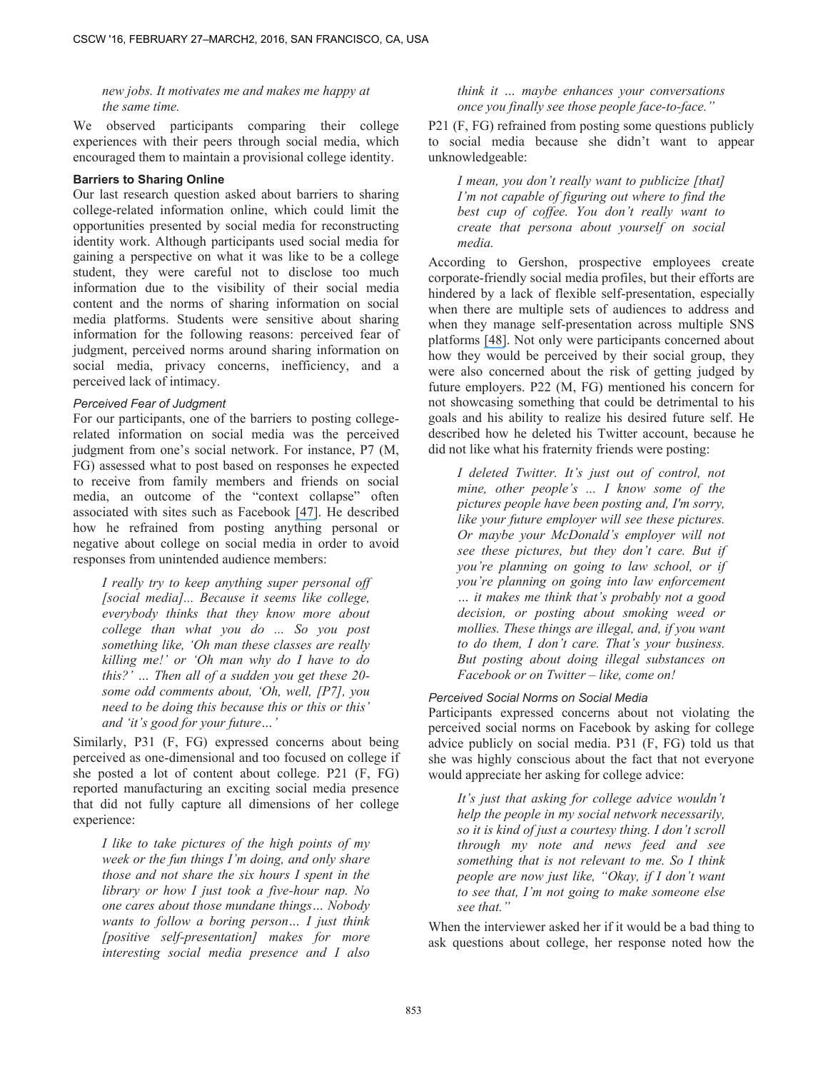*new jobs. It motivates me and makes me happy at the same time.*

We observed participants comparing their college experiences with their peers through social media, which encouraged them to maintain a provisional college identity.

### Barriers to Sharing Online

Our last research question asked about barriers to sharing college-related information online, which could limit the opportunities presented by social media for reconstructing identity work. Although participants used social media for gaining a perspective on what it was like to be a college student, they were careful not to disclose too much information due to the visibility of their social media content and the norms of sharing information on social media platforms. Students were sensitive about sharing information for the following reasons: perceived fear of judgment, perceived norms around sharing information on social media, privacy concerns, inefficiency, and a perceived lack of intimacy.

#### *Perceived Fear of Judgment*

For our participants, one of the barriers to posting college-related information on social media was the perceived judgment from one's social network. For instance, P7 (M, FG) assessed what to post based on responses he expected to receive from family members and friends on social media, an outcome of the "context collapse" often associated with sites such as Facebook [47]. He described how he refrained from posting anything personal or negative about college on social media in order to avoid responses from unintended audience members:

> *I really try to keep anything super personal off [social media]... Because it seems like college, everybody thinks that they know more about college than what you do ... So you post something like, 'Oh man these classes are really killing me!' or 'Oh man why do I have to do this?' … Then all of a sudden you get these 20-some odd comments about, 'Oh, well, [P7], you need to be doing this because this or this or this' and 'it's good for your future…'*

Similarly, P31 (F, FG) expressed concerns about being perceived as one-dimensional and too focused on college if she posted a lot of content about college. P21 (F, FG) reported manufacturing an exciting social media presence that did not fully capture all dimensions of her college experience:

> *I like to take pictures of the high points of my week or the fun things I'm doing, and only share those and not share the six hours I spent in the library or how I just took a five-hour nap. No one cares about those mundane things… Nobody wants to follow a boring person… I just think [positive self-presentation] makes for more interesting social media presence and I also think it … maybe enhances your conversations once you finally see those people face-to-face."*

P21 (F, FG) refrained from posting some questions publicly to social media because she didn't want to appear unknowledgeable:

> *I mean, you don't really want to publicize [that] I'm not capable of figuring out where to find the best cup of coffee. You don't really want to create that persona about yourself on social media.*

According to Gershon, prospective employees create corporate-friendly social media profiles, but their efforts are hindered by a lack of flexible self-presentation, especially when there are multiple sets of audiences to address and when they manage self-presentation across multiple SNS platforms [48]. Not only were participants concerned about how they would be perceived by their social group, they were also concerned about the risk of getting judged by future employers. P22 (M, FG) mentioned his concern for not showcasing something that could be detrimental to his goals and his ability to realize his desired future self. He described how he deleted his Twitter account, because he did not like what his fraternity friends were posting:

> *I deleted Twitter. It's just out of control, not mine, other people's ... I know some of the pictures people have been posting and, I'm sorry, like your future employer will see these pictures. Or maybe your McDonald's employer will not see these pictures, but they don't care. But if you're planning on going to law school, or if you're planning on going into law enforcement … it makes me think that's probably not a good decision, or posting about smoking weed or mollies. These things are illegal, and, if you want to do them, I don't care. That's your business. But posting about doing illegal substances on Facebook or on Twitter – like, come on!*

#### *Perceived Social Norms on Social Media*

Participants expressed concerns about not violating the perceived social norms on Facebook by asking for college advice publicly on social media. P31 (F, FG) told us that she was highly conscious about the fact that not everyone would appreciate her asking for college advice:

> *It's just that asking for college advice wouldn't help the people in my social network necessarily, so it is kind of just a courtesy thing. I don't scroll through my note and news feed and see something that is not relevant to me. So I think people are now just like, "Okay, if I don't want to see that, I'm not going to make someone else see that."*

When the interviewer asked her if it would be a bad thing to ask questions about college, her response noted how the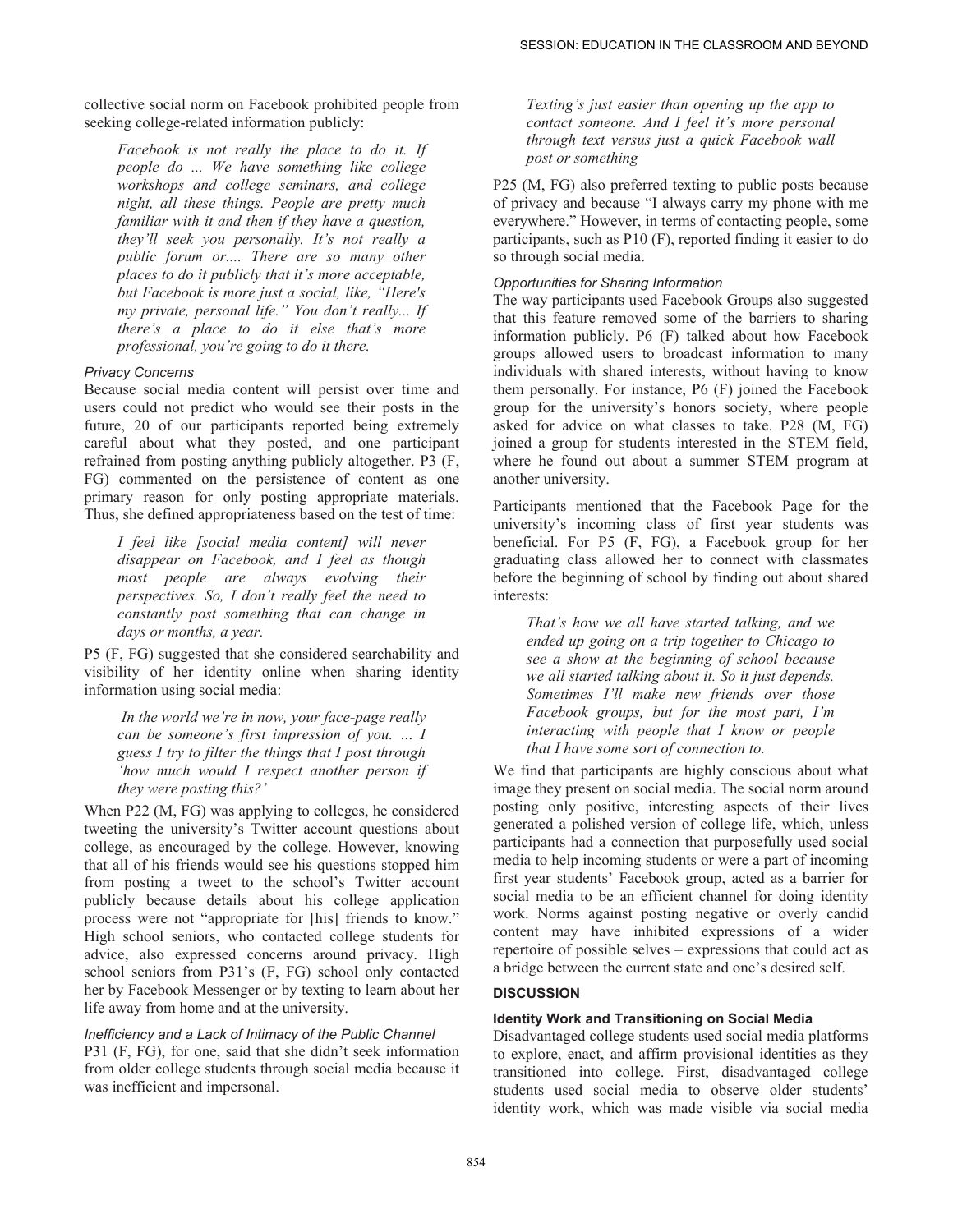collective social norm on Facebook prohibited people from seeking college-related information publicly:

> *Facebook is not really the place to do it. If people do ... We have something like college workshops and college seminars, and college night, all these things. People are pretty much familiar with it and then if they have a question, they'll seek you personally. It's not really a public forum or.... There are so many other places to do it publicly that it's more acceptable, but Facebook is more just a social, like, "Here's my private, personal life." You don't really... If there's a place to do it else that's more professional, you're going to do it there.*

#### Privacy Concerns

Because social media content will persist over time and users could not predict who would see their posts in the future, 20 of our participants reported being extremely careful about what they posted, and one participant refrained from posting anything publicly altogether. P3 (F, FG) commented on the persistence of content as one primary reason for only posting appropriate materials. Thus, she defined appropriateness based on the test of time:

> *I feel like [social media content] will never disappear on Facebook, and I feel as though most people are always evolving their perspectives. So, I don't really feel the need to constantly post something that can change in days or months, a year.*

P5 (F, FG) suggested that she considered searchability and visibility of her identity online when sharing identity information using social media:

> *In the world we're in now, your face-page really can be someone's first impression of you. … I guess I try to filter the things that I post through 'how much would I respect another person if they were posting this?'*

When P22 (M, FG) was applying to colleges, he considered tweeting the university's Twitter account questions about college, as encouraged by the college. However, knowing that all of his friends would see his questions stopped him from posting a tweet to the school's Twitter account publicly because details about his college application process were not "appropriate for [his] friends to know." High school seniors, who contacted college students for advice, also expressed concerns around privacy. High school seniors from P31's (F, FG) school only contacted her by Facebook Messenger or by texting to learn about her life away from home and at the university.

#### Inefficiency and a Lack of Intimacy of the Public Channel

P31 (F, FG), for one, said that she didn't seek information from older college students through social media because it was inefficient and impersonal.

> *Texting's just easier than opening up the app to contact someone. And I feel it's more personal through text versus just a quick Facebook wall post or something*

P25 (M, FG) also preferred texting to public posts because of privacy and because "I always carry my phone with me everywhere." However, in terms of contacting people, some participants, such as P10 (F), reported finding it easier to do so through social media.

#### Opportunities for Sharing Information

The way participants used Facebook Groups also suggested that this feature removed some of the barriers to sharing information publicly. P6 (F) talked about how Facebook groups allowed users to broadcast information to many individuals with shared interests, without having to know them personally. For instance, P6 (F) joined the Facebook group for the university's honors society, where people asked for advice on what classes to take. P28 (M, FG) joined a group for students interested in the STEM field, where he found out about a summer STEM program at another university.

Participants mentioned that the Facebook Page for the university's incoming class of first year students was beneficial. For P5 (F, FG), a Facebook group for her graduating class allowed her to connect with classmates before the beginning of school by finding out about shared interests:

> *That's how we all have started talking, and we ended up going on a trip together to Chicago to see a show at the beginning of school because we all started talking about it. So it just depends. Sometimes I'll make new friends over those Facebook groups, but for the most part, I'm interacting with people that I know or people that I have some sort of connection to.*

We find that participants are highly conscious about what image they present on social media. The social norm around posting only positive, interesting aspects of their lives generated a polished version of college life, which, unless participants had a connection that purposefully used social media to help incoming students or were a part of incoming first year students' Facebook group, acted as a barrier for social media to be an efficient channel for doing identity work. Norms against posting negative or overly candid content may have inhibited expressions of a wider repertoire of possible selves – expressions that could act as a bridge between the current state and one's desired self.

## DISCUSSION

### Identity Work and Transitioning on Social Media

Disadvantaged college students used social media platforms to explore, enact, and affirm provisional identities as they transitioned into college. First, disadvantaged college students used social media to observe older students' identity work, which was made visible via social media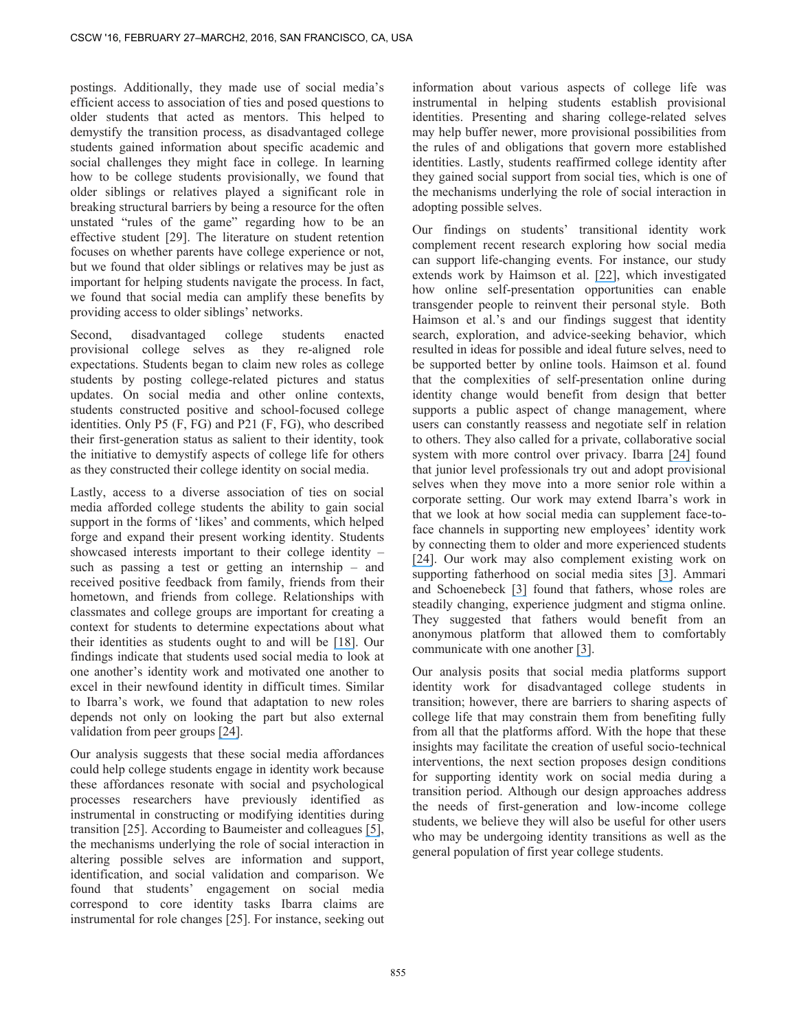postings. Additionally, they made use of social media's efficient access to association of ties and posed questions to older students that acted as mentors. This helped to demystify the transition process, as disadvantaged college students gained information about specific academic and social challenges they might face in college. In learning how to be college students provisionally, we found that older siblings or relatives played a significant role in breaking structural barriers by being a resource for the often unstated "rules of the game" regarding how to be an effective student [29]. The literature on student retention focuses on whether parents have college experience or not, but we found that older siblings or relatives may be just as important for helping students navigate the process. In fact, we found that social media can amplify these benefits by providing access to older siblings' networks.

Second, disadvantaged college students enacted provisional college selves as they re-aligned role expectations. Students began to claim new roles as college students by posting college-related pictures and status updates. On social media and other online contexts, students constructed positive and school-focused college identities. Only P5 (F, FG) and P21 (F, FG), who described their first-generation status as salient to their identity, took the initiative to demystify aspects of college life for others as they constructed their college identity on social media.

Lastly, access to a diverse association of ties on social media afforded college students the ability to gain social support in the forms of 'likes' and comments, which helped forge and expand their present working identity. Students showcased interests important to their college identity – such as passing a test or getting an internship – and received positive feedback from family, friends from their hometown, and friends from college. Relationships with classmates and college groups are important for creating a context for students to determine expectations about what their identities as students ought to and will be [18]. Our findings indicate that students used social media to look at one another's identity work and motivated one another to excel in their newfound identity in difficult times. Similar to Ibarra's work, we found that adaptation to new roles depends not only on looking the part but also external validation from peer groups [24].

Our analysis suggests that these social media affordances could help college students engage in identity work because these affordances resonate with social and psychological processes researchers have previously identified as instrumental in constructing or modifying identities during transition [25]. According to Baumeister and colleagues [5], the mechanisms underlying the role of social interaction in altering possible selves are information and support, identification, and social validation and comparison. We found that students' engagement on social media correspond to core identity tasks Ibarra claims are instrumental for role changes [25]. For instance, seeking out information about various aspects of college life was instrumental in helping students establish provisional identities. Presenting and sharing college-related selves may help buffer newer, more provisional possibilities from the rules of and obligations that govern more established identities. Lastly, students reaffirmed college identity after they gained social support from social ties, which is one of the mechanisms underlying the role of social interaction in adopting possible selves.

Our findings on students' transitional identity work complement recent research exploring how social media can support life-changing events. For instance, our study extends work by Haimson et al. [22], which investigated how online self-presentation opportunities can enable transgender people to reinvent their personal style. Both Haimson et al.'s and our findings suggest that identity search, exploration, and advice-seeking behavior, which resulted in ideas for possible and ideal future selves, need to be supported better by online tools. Haimson et al. found that the complexities of self-presentation online during identity change would benefit from design that better supports a public aspect of change management, where users can constantly reassess and negotiate self in relation to others. They also called for a private, collaborative social system with more control over privacy. Ibarra [24] found that junior level professionals try out and adopt provisional selves when they move into a more senior role within a corporate setting. Our work may extend Ibarra's work in that we look at how social media can supplement face-to-face channels in supporting new employees' identity work by connecting them to older and more experienced students [24]. Our work may also complement existing work on supporting fatherhood on social media sites [3]. Ammari and Schoenebeck [3] found that fathers, whose roles are steadily changing, experience judgment and stigma online. They suggested that fathers would benefit from an anonymous platform that allowed them to comfortably communicate with one another [3].

Our analysis posits that social media platforms support identity work for disadvantaged college students in transition; however, there are barriers to sharing aspects of college life that may constrain them from benefiting fully from all that the platforms afford. With the hope that these insights may facilitate the creation of useful socio-technical interventions, the next section proposes design conditions for supporting identity work on social media during a transition period. Although our design approaches address the needs of first-generation and low-income college students, we believe they will also be useful for other users who may be undergoing identity transitions as well as the general population of first year college students.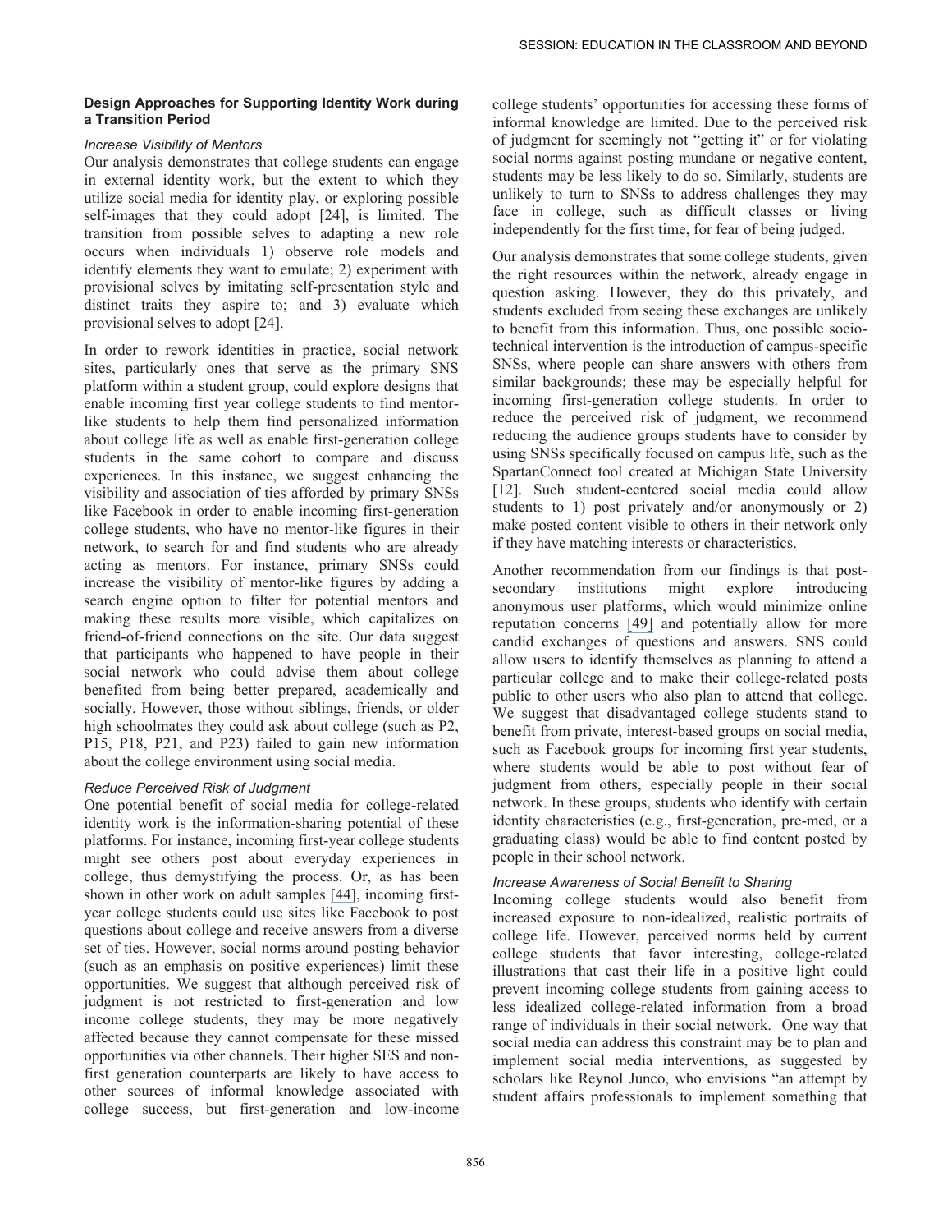### Design Approaches for Supporting Identity Work during a Transition Period

#### *Increase Visibility of Mentors*

Our analysis demonstrates that college students can engage in external identity work, but the extent to which they utilize social media for identity play, or exploring possible self-images that they could adopt [24], is limited. The transition from possible selves to adapting a new role occurs when individuals 1) observe role models and identify elements they want to emulate; 2) experiment with provisional selves by imitating self-presentation style and distinct traits they aspire to; and 3) evaluate which provisional selves to adopt [24].

In order to rework identities in practice, social network sites, particularly ones that serve as the primary SNS platform within a student group, could explore designs that enable incoming first year college students to find mentor-like students to help them find personalized information about college life as well as enable first-generation college students in the same cohort to compare and discuss experiences. In this instance, we suggest enhancing the visibility and association of ties afforded by primary SNSs like Facebook in order to enable incoming first-generation college students, who have no mentor-like figures in their network, to search for and find students who are already acting as mentors. For instance, primary SNSs could increase the visibility of mentor-like figures by adding a search engine option to filter for potential mentors and making these results more visible, which capitalizes on friend-of-friend connections on the site. Our data suggest that participants who happened to have people in their social network who could advise them about college benefited from being better prepared, academically and socially. However, those without siblings, friends, or older high schoolmates they could ask about college (such as P2, P15, P18, P21, and P23) failed to gain new information about the college environment using social media.

#### *Reduce Perceived Risk of Judgment*

One potential benefit of social media for college-related identity work is the information-sharing potential of these platforms. For instance, incoming first-year college students might see others post about everyday experiences in college, thus demystifying the process. Or, as has been shown in other work on adult samples [44], incoming first-year college students could use sites like Facebook to post questions about college and receive answers from a diverse set of ties. However, social norms around posting behavior (such as an emphasis on positive experiences) limit these opportunities. We suggest that although perceived risk of judgment is not restricted to first-generation and low income college students, they may be more negatively affected because they cannot compensate for these missed opportunities via other channels. Their higher SES and non-first generation counterparts are likely to have access to other sources of informal knowledge associated with college success, but first-generation and low-income college students' opportunities for accessing these forms of informal knowledge are limited. Due to the perceived risk of judgment for seemingly not "getting it" or for violating social norms against posting mundane or negative content, students may be less likely to do so. Similarly, students are unlikely to turn to SNSs to address challenges they may face in college, such as difficult classes or living independently for the first time, for fear of being judged.

Our analysis demonstrates that some college students, given the right resources within the network, already engage in question asking. However, they do this privately, and students excluded from seeing these exchanges are unlikely to benefit from this information. Thus, one possible socio-technical intervention is the introduction of campus-specific SNSs, where people can share answers with others from similar backgrounds; these may be especially helpful for incoming first-generation college students. In order to reduce the perceived risk of judgment, we recommend reducing the audience groups students have to consider by using SNSs specifically focused on campus life, such as the SpartanConnect tool created at Michigan State University [12]. Such student-centered social media could allow students to 1) post privately and/or anonymously or 2) make posted content visible to others in their network only if they have matching interests or characteristics.

Another recommendation from our findings is that post-secondary institutions might explore introducing anonymous user platforms, which would minimize online reputation concerns [49] and potentially allow for more candid exchanges of questions and answers. SNS could allow users to identify themselves as planning to attend a particular college and to make their college-related posts public to other users who also plan to attend that college. We suggest that disadvantaged college students stand to benefit from private, interest-based groups on social media, such as Facebook groups for incoming first year students, where students would be able to post without fear of judgment from others, especially people in their social network. In these groups, students who identify with certain identity characteristics (e.g., first-generation, pre-med, or a graduating class) would be able to find content posted by people in their school network.

#### *Increase Awareness of Social Benefit to Sharing*

Incoming college students would also benefit from increased exposure to non-idealized, realistic portraits of college life. However, perceived norms held by current college students that favor interesting, college-related illustrations that cast their life in a positive light could prevent incoming college students from gaining access to less idealized college-related information from a broad range of individuals in their social network. One way that social media can address this constraint may be to plan and implement social media interventions, as suggested by scholars like Reynol Junco, who envisions "an attempt by student affairs professionals to implement something that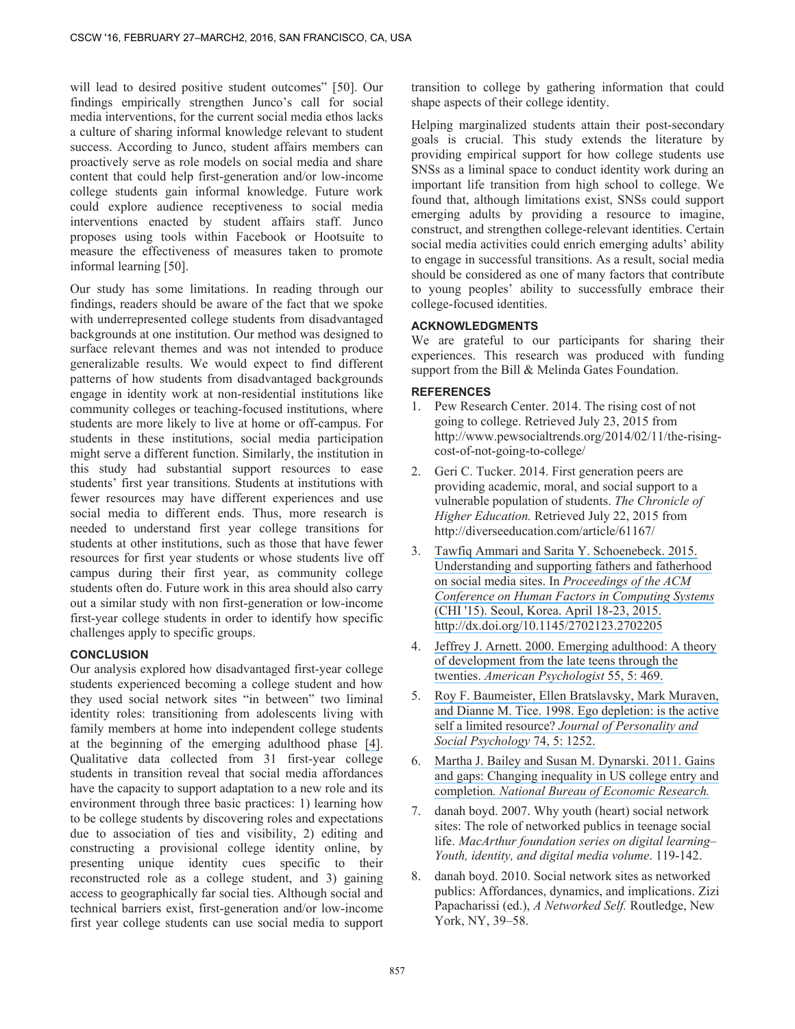will lead to desired positive student outcomes" [50]. Our findings empirically strengthen Junco's call for social media interventions, for the current social media ethos lacks a culture of sharing informal knowledge relevant to student success. According to Junco, student affairs members can proactively serve as role models on social media and share content that could help first-generation and/or low-income college students gain informal knowledge. Future work could explore audience receptiveness to social media interventions enacted by student affairs staff. Junco proposes using tools within Facebook or Hootsuite to measure the effectiveness of measures taken to promote informal learning [50].

Our study has some limitations. In reading through our findings, readers should be aware of the fact that we spoke with underrepresented college students from disadvantaged backgrounds at one institution. Our method was designed to surface relevant themes and was not intended to produce generalizable results. We would expect to find different patterns of how students from disadvantaged backgrounds engage in identity work at non-residential institutions like community colleges or teaching-focused institutions, where students are more likely to live at home or off-campus. For students in these institutions, social media participation might serve a different function. Similarly, the institution in this study had substantial support resources to ease students' first year transitions. Students at institutions with fewer resources may have different experiences and use social media to different ends. Thus, more research is needed to understand first year college transitions for students at other institutions, such as those that have fewer resources for first year students or whose students live off campus during their first year, as community college students often do. Future work in this area should also carry out a similar study with non first-generation or low-income first-year college students in order to identify how specific challenges apply to specific groups.

## CONCLUSION

Our analysis explored how disadvantaged first-year college students experienced becoming a college student and how they used social network sites "in between" two liminal identity roles: transitioning from adolescents living with family members at home into independent college students at the beginning of the emerging adulthood phase [4]. Qualitative data collected from 31 first-year college students in transition reveal that social media affordances have the capacity to support adaptation to a new role and its environment through three basic practices: 1) learning how to be college students by discovering roles and expectations due to association of ties and visibility, 2) editing and constructing a provisional college identity online, by presenting unique identity cues specific to their reconstructed role as a college student, and 3) gaining access to geographically far social ties. Although social and technical barriers exist, first-generation and/or low-income first year college students can use social media to support transition to college by gathering information that could shape aspects of their college identity.

Helping marginalized students attain their post-secondary goals is crucial. This study extends the literature by providing empirical support for how college students use SNSs as a liminal space to conduct identity work during an important life transition from high school to college. We found that, although limitations exist, SNSs could support emerging adults by providing a resource to imagine, construct, and strengthen college-relevant identities. Certain social media activities could enrich emerging adults' ability to engage in successful transitions. As a result, social media should be considered as one of many factors that contribute to young peoples' ability to successfully embrace their college-focused identities.

## ACKNOWLEDGMENTS

We are grateful to our participants for sharing their experiences. This research was produced with funding support from the Bill & Melinda Gates Foundation.

## REFERENCES

1. Pew Research Center. 2014. The rising cost of not going to college. Retrieved July 23, 2015 from http://www.pewsocialtrends.org/2014/02/11/the-rising-cost-of-not-going-to-college/
2. Geri C. Tucker. 2014. First generation peers are providing academic, moral, and social support to a vulnerable population of students. *The Chronicle of Higher Education.* Retrieved July 22, 2015 from http://diverseeducation.com/article/61167/
3. Tawfiq Ammari and Sarita Y. Schoenebeck. 2015. Understanding and supporting fathers and fatherhood on social media sites. In *Proceedings of the ACM Conference on Human Factors in Computing Systems* (CHI '15). Seoul, Korea. April 18-23, 2015. http://dx.doi.org/10.1145/2702123.2702205
4. Jeffrey J. Arnett. 2000. Emerging adulthood: A theory of development from the late teens through the twenties. *American Psychologist* 55, 5: 469.
5. Roy F. Baumeister, Ellen Bratslavsky, Mark Muraven, and Dianne M. Tice. 1998. Ego depletion: is the active self a limited resource? *Journal of Personality and Social Psychology* 74, 5: 1252.
6. Martha J. Bailey and Susan M. Dynarski. 2011. Gains and gaps: Changing inequality in US college entry and completion*. National Bureau of Economic Research.*
7. danah boyd. 2007. Why youth (heart) social network sites: The role of networked publics in teenage social life. *MacArthur foundation series on digital learning–Youth, identity, and digital media volume*. 119-142.
8. danah boyd. 2010. Social network sites as networked publics: Affordances, dynamics, and implications. Zizi Papacharissi (ed.), *A Networked Self.* Routledge, New York, NY, 39–58.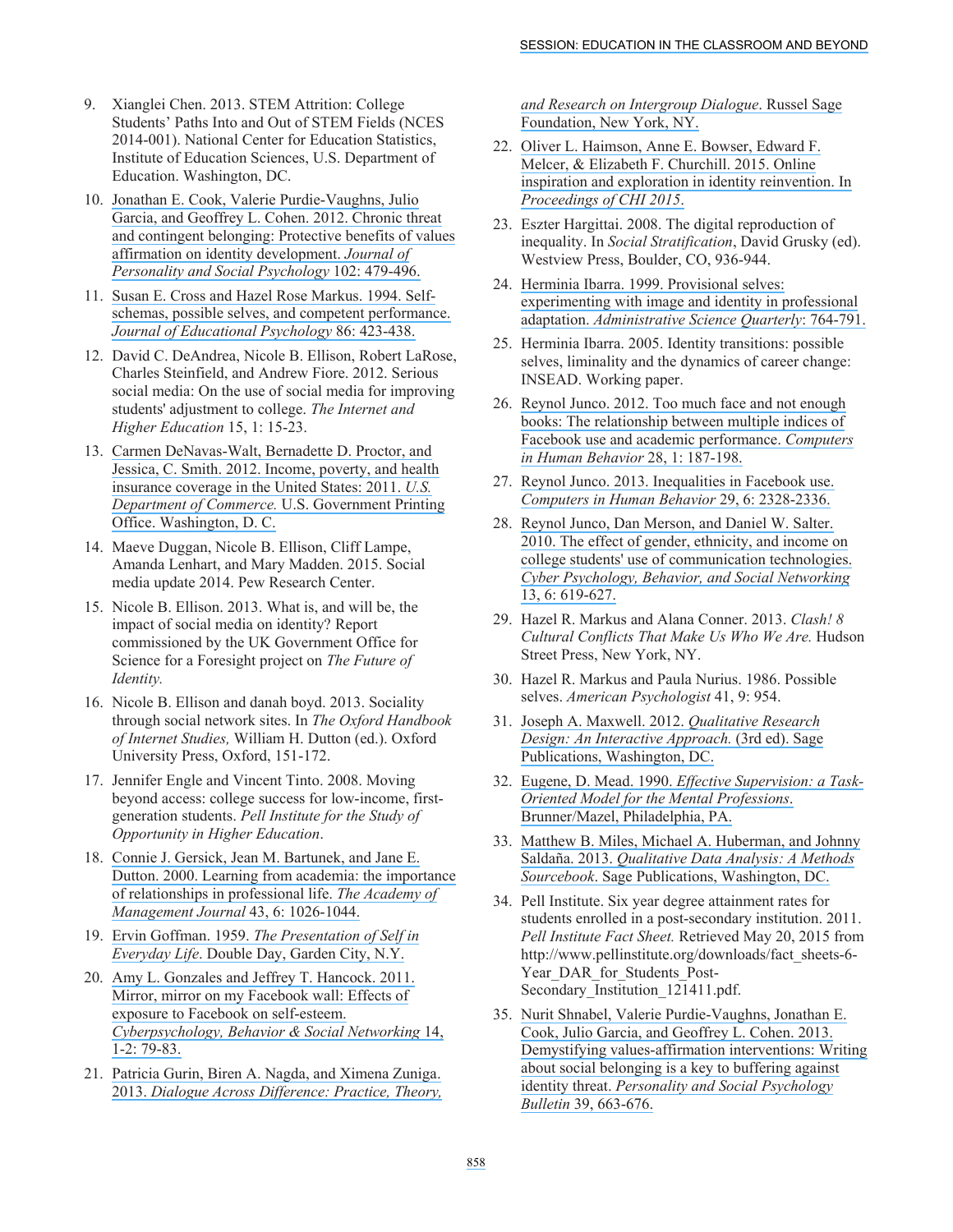9. Xianglei Chen. 2013. STEM Attrition: College Students' Paths Into and Out of STEM Fields (NCES 2014-001). National Center for Education Statistics, Institute of Education Sciences, U.S. Department of Education. Washington, DC.

10. Jonathan E. Cook, Valerie Purdie-Vaughns, Julio Garcia, and Geoffrey L. Cohen. 2012. Chronic threat and contingent belonging: Protective benefits of values affirmation on identity development. *Journal of Personality and Social Psychology* 102: 479-496.

11. Susan E. Cross and Hazel Rose Markus. 1994. Self-schemas, possible selves, and competent performance. *Journal of Educational Psychology* 86: 423-438.

12. David C. DeAndrea, Nicole B. Ellison, Robert LaRose, Charles Steinfield, and Andrew Fiore. 2012. Serious social media: On the use of social media for improving students' adjustment to college. *The Internet and Higher Education* 15, 1: 15-23.

13. Carmen DeNavas-Walt, Bernadette D. Proctor, and Jessica, C. Smith. 2012. Income, poverty, and health insurance coverage in the United States: 2011. *U.S. Department of Commerce.* U.S. Government Printing Office. Washington, D. C.

14. Maeve Duggan, Nicole B. Ellison, Cliff Lampe, Amanda Lenhart, and Mary Madden. 2015. Social media update 2014. Pew Research Center.

15. Nicole B. Ellison. 2013. What is, and will be, the impact of social media on identity? Report commissioned by the UK Government Office for Science for a Foresight project on *The Future of Identity.*

16. Nicole B. Ellison and danah boyd. 2013. Sociality through social network sites. In *The Oxford Handbook of Internet Studies,* William H. Dutton (ed.). Oxford University Press, Oxford, 151-172.

17. Jennifer Engle and Vincent Tinto. 2008. Moving beyond access: college success for low-income, first-generation students. *Pell Institute for the Study of Opportunity in Higher Education*.

18. Connie J. Gersick, Jean M. Bartunek, and Jane E. Dutton. 2000. Learning from academia: the importance of relationships in professional life. *The Academy of Management Journal* 43, 6: 1026-1044.

19. Ervin Goffman. 1959. *The Presentation of Self in Everyday Life*. Double Day, Garden City, N.Y.

20. Amy L. Gonzales and Jeffrey T. Hancock. 2011. Mirror, mirror on my Facebook wall: Effects of exposure to Facebook on self-esteem. *Cyberpsychology, Behavior & Social Networking* 14, 1-2: 79-83.

21. Patricia Gurin, Biren A. Nagda, and Ximena Zuniga. 2013. *Dialogue Across Difference: Practice, Theory, and Research on Intergroup Dialogue*. Russel Sage Foundation, New York, NY.

22. Oliver L. Haimson, Anne E. Bowser, Edward F. Melcer, & Elizabeth F. Churchill. 2015. Online inspiration and exploration in identity reinvention. In *Proceedings of CHI 2015*.

23. Eszter Hargittai. 2008. The digital reproduction of inequality. In *Social Stratification*, David Grusky (ed). Westview Press, Boulder, CO, 936-944.

24. Herminia Ibarra. 1999. Provisional selves: experimenting with image and identity in professional adaptation. *Administrative Science Quarterly*: 764-791.

25. Herminia Ibarra. 2005. Identity transitions: possible selves, liminality and the dynamics of career change: INSEAD. Working paper.

26. Reynol Junco. 2012. Too much face and not enough books: The relationship between multiple indices of Facebook use and academic performance. *Computers in Human Behavior* 28, 1: 187-198.

27. Reynol Junco. 2013. Inequalities in Facebook use. *Computers in Human Behavior* 29, 6: 2328-2336.

28. Reynol Junco, Dan Merson, and Daniel W. Salter. 2010. The effect of gender, ethnicity, and income on college students' use of communication technologies. *Cyber Psychology, Behavior, and Social Networking* 13, 6: 619-627.

29. Hazel R. Markus and Alana Conner. 2013. *Clash! 8 Cultural Conflicts That Make Us Who We Are.* Hudson Street Press, New York, NY.

30. Hazel R. Markus and Paula Nurius. 1986. Possible selves. *American Psychologist* 41, 9: 954.

31. Joseph A. Maxwell. 2012. *Qualitative Research Design: An Interactive Approach.* (3rd ed). Sage Publications, Washington, DC.

32. Eugene, D. Mead. 1990. *Effective Supervision: a Task-Oriented Model for the Mental Professions*. Brunner/Mazel, Philadelphia, PA.

33. Matthew B. Miles, Michael A. Huberman, and Johnny Saldaña. 2013. *Qualitative Data Analysis: A Methods Sourcebook*. Sage Publications, Washington, DC.

34. Pell Institute. Six year degree attainment rates for students enrolled in a post-secondary institution. 2011. *Pell Institute Fact Sheet.* Retrieved May 20, 2015 from http://www.pellinstitute.org/downloads/fact_sheets-6-Year_DAR_for_Students_Post-Secondary_Institution_121411.pdf.

35. Nurit Shnabel, Valerie Purdie-Vaughns, Jonathan E. Cook, Julio Garcia, and Geoffrey L. Cohen. 2013. Demystifying values-affirmation interventions: Writing about social belonging is a key to buffering against identity threat. *Personality and Social Psychology Bulletin* 39, 663-676.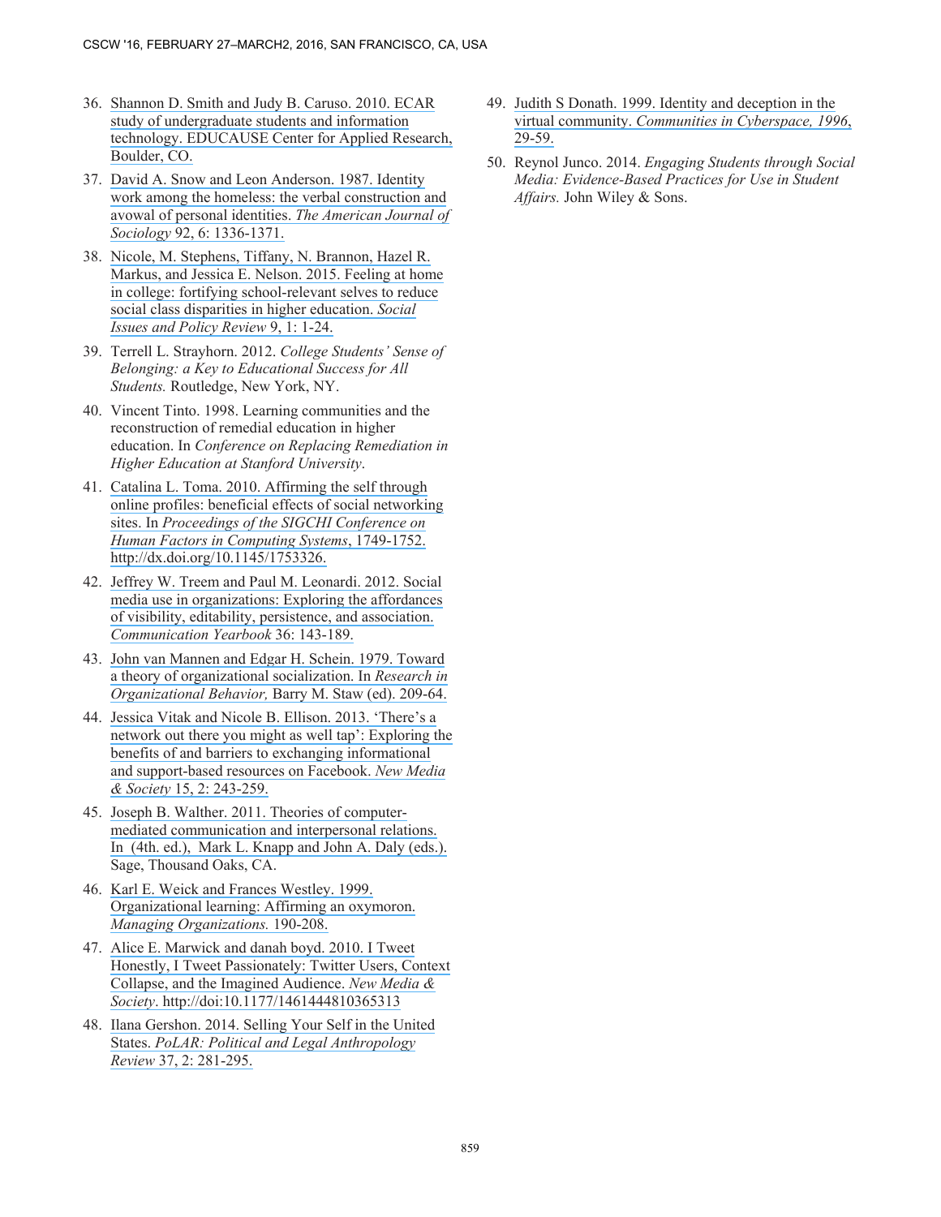36. Shannon D. Smith and Judy B. Caruso. 2010. ECAR study of undergraduate students and information technology. EDUCAUSE Center for Applied Research, Boulder, CO.
37. David A. Snow and Leon Anderson. 1987. Identity work among the homeless: the verbal construction and avowal of personal identities. *The American Journal of Sociology* 92, 6: 1336-1371.
38. Nicole, M. Stephens, Tiffany, N. Brannon, Hazel R. Markus, and Jessica E. Nelson. 2015. Feeling at home in college: fortifying school-relevant selves to reduce social class disparities in higher education. *Social Issues and Policy Review* 9, 1: 1-24.
39. Terrell L. Strayhorn. 2012. *College Students' Sense of Belonging: a Key to Educational Success for All Students.* Routledge, New York, NY.
40. Vincent Tinto. 1998. Learning communities and the reconstruction of remedial education in higher education. In *Conference on Replacing Remediation in Higher Education at Stanford University*.
41. Catalina L. Toma. 2010. Affirming the self through online profiles: beneficial effects of social networking sites. In *Proceedings of the SIGCHI Conference on Human Factors in Computing Systems*, 1749-1752. http://dx.doi.org/10.1145/1753326.
42. Jeffrey W. Treem and Paul M. Leonardi. 2012. Social media use in organizations: Exploring the affordances of visibility, editability, persistence, and association. *Communication Yearbook* 36: 143-189.
43. John van Mannen and Edgar H. Schein. 1979. Toward a theory of organizational socialization. In *Research in Organizational Behavior,* Barry M. Staw (ed). 209-64.
44. Jessica Vitak and Nicole B. Ellison. 2013. 'There's a network out there you might as well tap': Exploring the benefits of and barriers to exchanging informational and support-based resources on Facebook. *New Media & Society* 15, 2: 243-259.
45. Joseph B. Walther. 2011. Theories of computer-mediated communication and interpersonal relations. In (4th. ed.), Mark L. Knapp and John A. Daly (eds.). Sage, Thousand Oaks, CA.
46. Karl E. Weick and Frances Westley. 1999. Organizational learning: Affirming an oxymoron. *Managing Organizations.* 190-208.
47. Alice E. Marwick and danah boyd. 2010. I Tweet Honestly, I Tweet Passionately: Twitter Users, Context Collapse, and the Imagined Audience. *New Media & Society*. http://doi:10.1177/1461444810365313
48. Ilana Gershon. 2014. Selling Your Self in the United States. *PoLAR: Political and Legal Anthropology Review* 37, 2: 281-295.
49. Judith S Donath. 1999. Identity and deception in the virtual community. *Communities in Cyberspace, 1996*, 29-59.
50. Reynol Junco. 2014. *Engaging Students through Social Media: Evidence-Based Practices for Use in Student Affairs.* John Wiley & Sons.